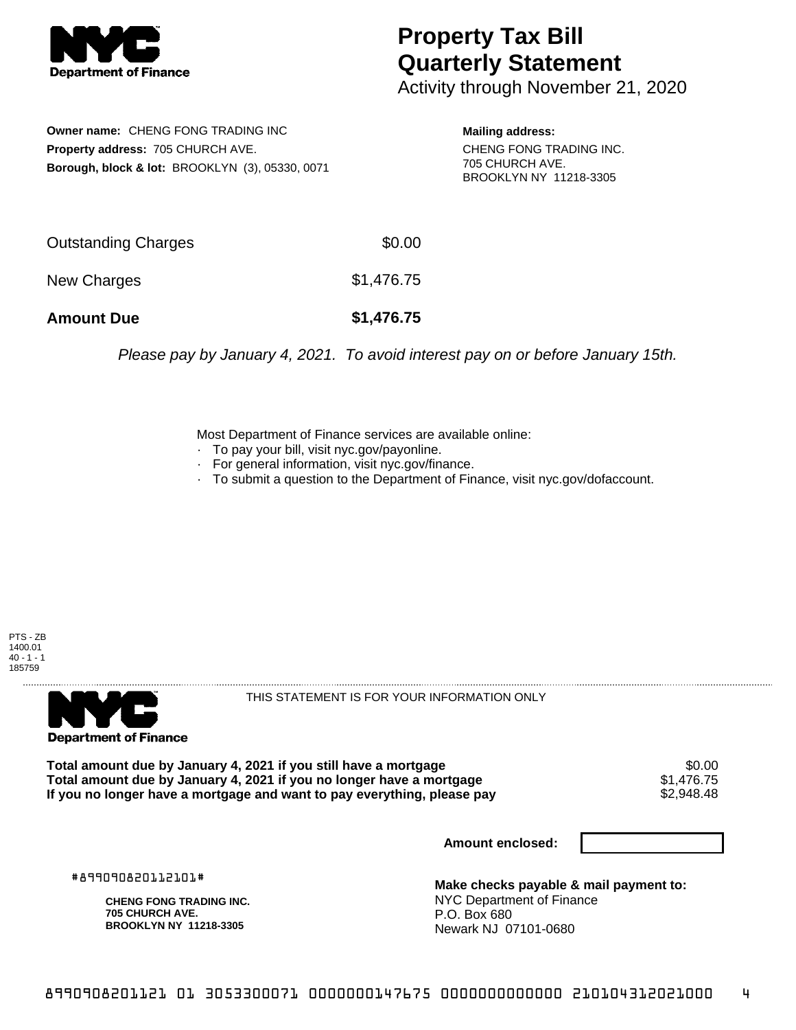# Property Tax Bill Quarterly Statement

Activity through November 21, 2020

**Owner name:** CHENG FONG TRADING INC
**Property address:** 705 CHURCH AVE.
**Borough, block & lot:** BROOKLYN (3), 05330, 0071

**Mailing address:**
CHENG FONG TRADING INC.
705 CHURCH AVE.
BROOKLYN NY 11218-3305

| | |
|---|---|
| Outstanding Charges | $0.00 |
| New Charges | $1,476.75 |
| **Amount Due** | **$1,476.75** |

*Please pay by January 4, 2021. To avoid interest pay on or before January 15th.*

Most Department of Finance services are available online:
- To pay your bill, visit nyc.gov/payonline.
- For general information, visit nyc.gov/finance.
- To submit a question to the Department of Finance, visit nyc.gov/dofaccount.

PTS - ZB
1400.01
40 - 1 - 1
185759

THIS STATEMENT IS FOR YOUR INFORMATION ONLY

| | |
|---|---|
| **Total amount due by January 4, 2021 if you still have a mortgage** | $0.00 |
| **Total amount due by January 4, 2021 if you no longer have a mortgage** | $1,476.75 |
| **If you no longer have a mortgage and want to pay everything, please pay** | $2,948.48 |

**Amount enclosed:**

#899090820112101#

**CHENG FONG TRADING INC.**
**705 CHURCH AVE.**
**BROOKLYN NY 11218-3305**

**Make checks payable & mail payment to:**
NYC Department of Finance
P.O. Box 680
Newark NJ 07101-0680

8990908201121 01 3053300071 0000000147675 0000000000000 210104312021000 4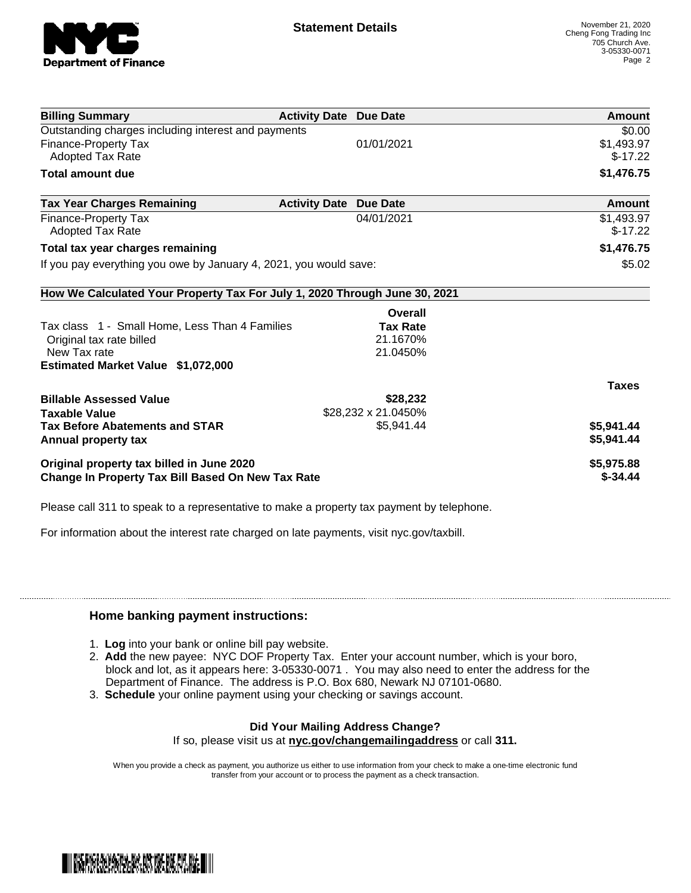# Statement Details

November 21, 2020
Cheng Fong Trading Inc
705 Church Ave.
3-05330-0071

| Billing Summary | Activity Date | Due Date | Amount |
|---|---|---|---|
| Outstanding charges including interest and payments | | | $0.00 |
| Finance-Property Tax | | 01/01/2021 | $1,493.97 |
| Adopted Tax Rate | | | $-17.22 |
| **Total amount due** | | | **$1,476.75** |

| Tax Year Charges Remaining | Activity Date | Due Date | Amount |
|---|---|---|---|
| Finance-Property Tax | | 04/01/2021 | $1,493.97 |
| Adopted Tax Rate | | | $-17.22 |
| **Total tax year charges remaining** | | | **$1,476.75** |
| If you pay everything you owe by January 4, 2021, you would save: | | | $5.02 |

**How We Calculated Your Property Tax For July 1, 2020 Through June 30, 2021**

| | Overall Tax Rate | |
|---|---|---|
| Tax class 1 - Small Home, Less Than 4 Families | | |
| Original tax rate billed | 21.1670% | |
| New Tax rate | 21.0450% | |
| **Estimated Market Value $1,072,000** | | |
| | | **Taxes** |
| **Billable Assessed Value** | **$28,232** | |
| **Taxable Value** | $28,232 x 21.0450% | |
| **Tax Before Abatements and STAR** | $5,941.44 | **$5,941.44** |
| **Annual property tax** | | **$5,941.44** |
| **Original property tax billed in June 2020** | | **$5,975.88** |
| **Change In Property Tax Bill Based On New Tax Rate** | | **$-34.44** |

Please call 311 to speak to a representative to make a property tax payment by telephone.

For information about the interest rate charged on late payments, visit nyc.gov/taxbill.

## Home banking payment instructions:

1. **Log** into your bank or online bill pay website.
2. **Add** the new payee: NYC DOF Property Tax. Enter your account number, which is your boro, block and lot, as it appears here: 3-05330-0071 . You may also need to enter the address for the Department of Finance. The address is P.O. Box 680, Newark NJ 07101-0680.
3. **Schedule** your online payment using your checking or savings account.

**Did Your Mailing Address Change?**

If so, please visit us at **nyc.gov/changemailingaddress** or call **311.**

When you provide a check as payment, you authorize us either to use information from your check to make a one-time electronic fund transfer from your account or to process the payment as a check transaction.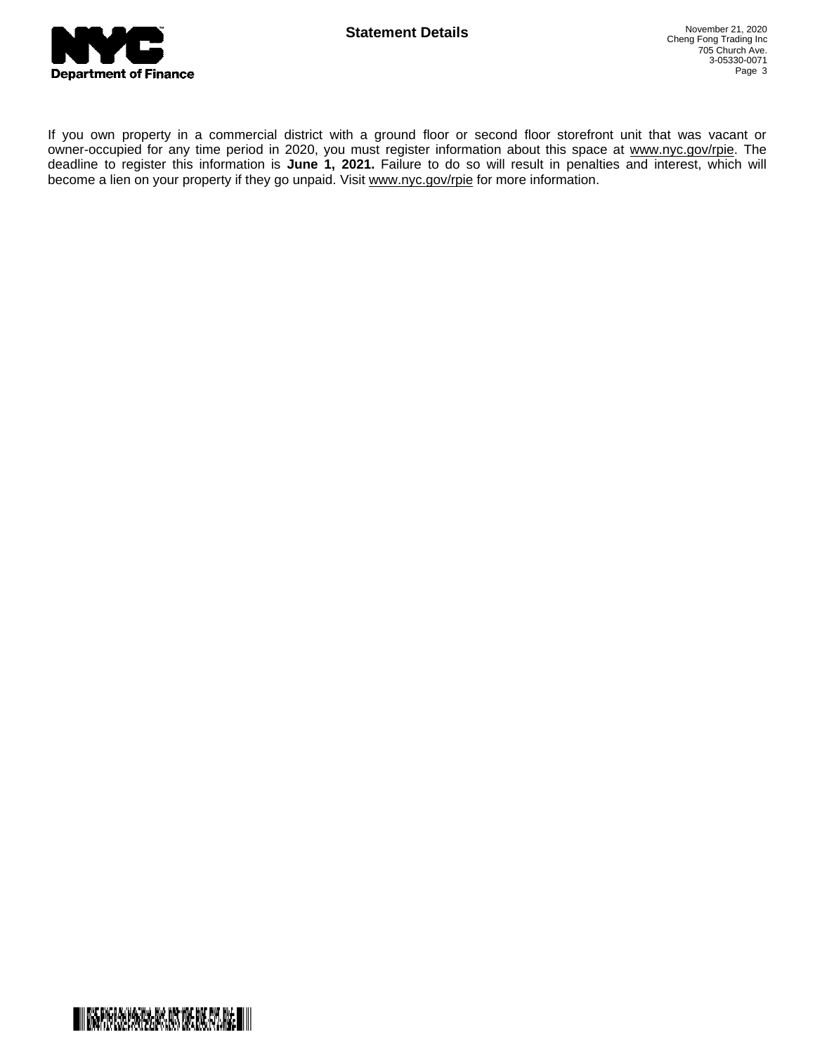If you own property in a commercial district with a ground floor or second floor storefront unit that was vacant or owner-occupied for any time period in 2020, you must register information about this space at www.nyc.gov/rpie. The deadline to register this information is **June 1, 2021.** Failure to do so will result in penalties and interest, which will become a lien on your property if they go unpaid. Visit www.nyc.gov/rpie for more information.